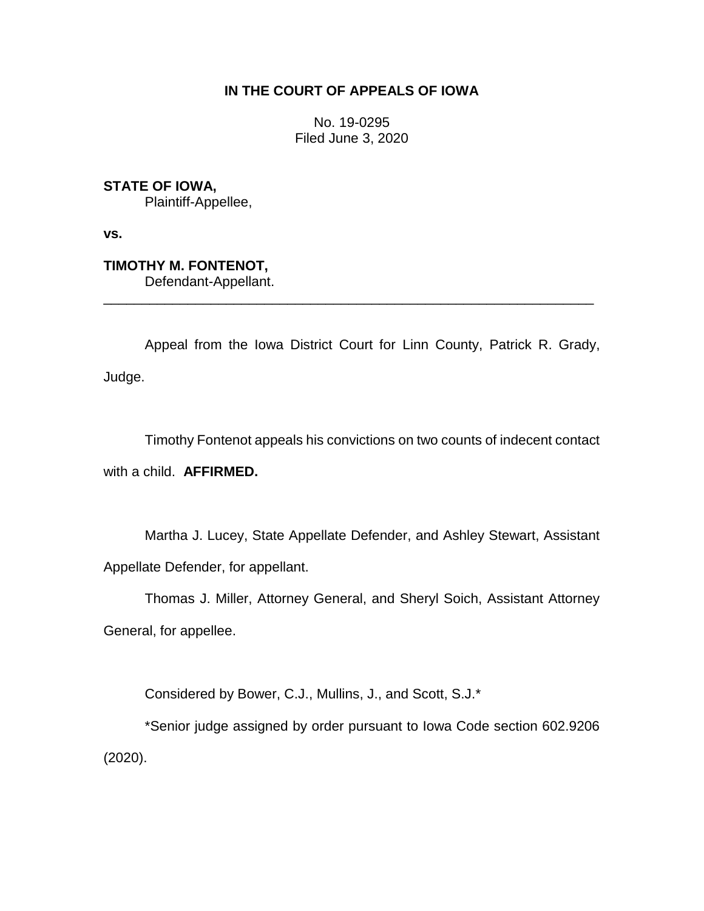**IN THE COURT OF APPEALS OF IOWA**

No. 19-0295
Filed June 3, 2020

**STATE OF IOWA,**
Plaintiff-Appellee,

**vs.**

**TIMOTHY M. FONTENOT,**
Defendant-Appellant.

---

Appeal from the Iowa District Court for Linn County, Patrick R. Grady, Judge.

Timothy Fontenot appeals his convictions on two counts of indecent contact with a child. **AFFIRMED.**

Martha J. Lucey, State Appellate Defender, and Ashley Stewart, Assistant Appellate Defender, for appellant.

Thomas J. Miller, Attorney General, and Sheryl Soich, Assistant Attorney General, for appellee.

Considered by Bower, C.J., Mullins, J., and Scott, S.J.*

*Senior judge assigned by order pursuant to Iowa Code section 602.9206 (2020).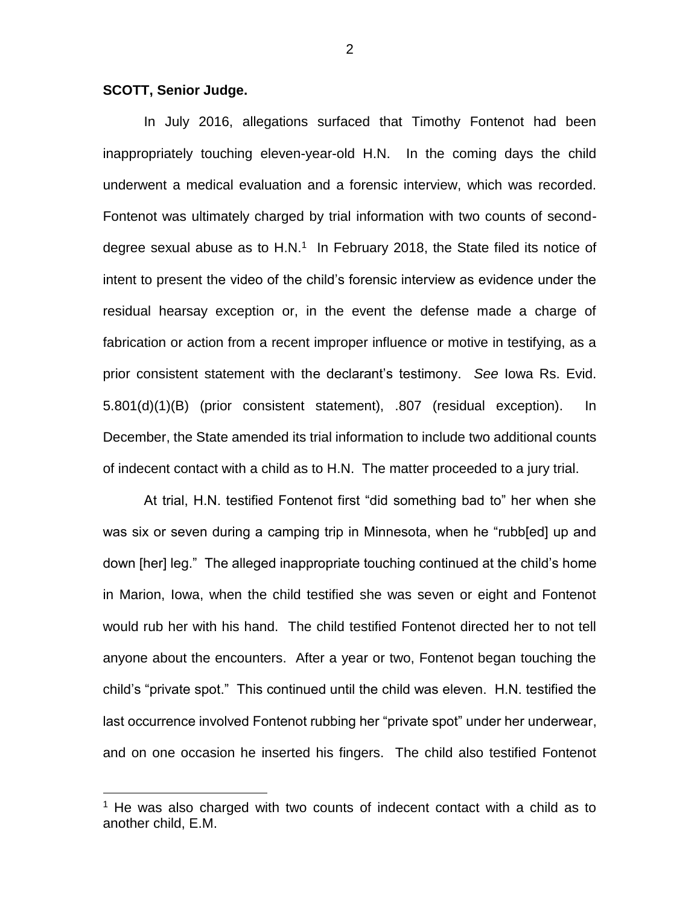**SCOTT, Senior Judge.**

In July 2016, allegations surfaced that Timothy Fontenot had been inappropriately touching eleven-year-old H.N. In the coming days the child underwent a medical evaluation and a forensic interview, which was recorded. Fontenot was ultimately charged by trial information with two counts of second-degree sexual abuse as to H.N.[1] In February 2018, the State filed its notice of intent to present the video of the child's forensic interview as evidence under the residual hearsay exception or, in the event the defense made a charge of fabrication or action from a recent improper influence or motive in testifying, as a prior consistent statement with the declarant's testimony. *See* Iowa Rs. Evid. 5.801(d)(1)(B) (prior consistent statement), .807 (residual exception). In December, the State amended its trial information to include two additional counts of indecent contact with a child as to H.N. The matter proceeded to a jury trial.

At trial, H.N. testified Fontenot first "did something bad to" her when she was six or seven during a camping trip in Minnesota, when he "rubb[ed] up and down [her] leg." The alleged inappropriate touching continued at the child's home in Marion, Iowa, when the child testified she was seven or eight and Fontenot would rub her with his hand. The child testified Fontenot directed her to not tell anyone about the encounters. After a year or two, Fontenot began touching the child's "private spot." This continued until the child was eleven. H.N. testified the last occurrence involved Fontenot rubbing her "private spot" under her underwear, and on one occasion he inserted his fingers. The child also testified Fontenot

[1] He was also charged with two counts of indecent contact with a child as to another child, E.M.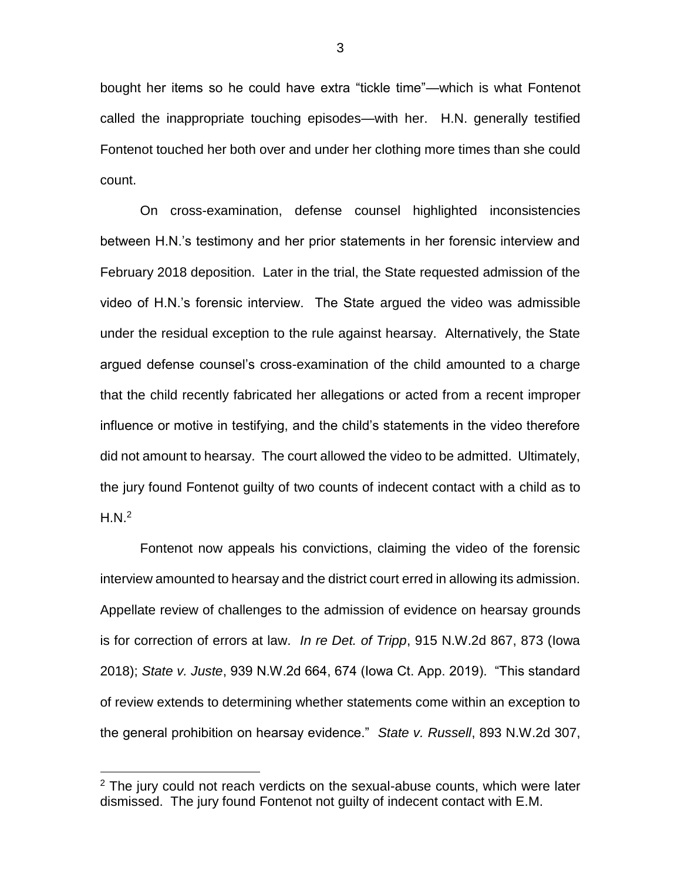bought her items so he could have extra "tickle time"—which is what Fontenot called the inappropriate touching episodes—with her. H.N. generally testified Fontenot touched her both over and under her clothing more times than she could count.

On cross-examination, defense counsel highlighted inconsistencies between H.N.'s testimony and her prior statements in her forensic interview and February 2018 deposition. Later in the trial, the State requested admission of the video of H.N.'s forensic interview. The State argued the video was admissible under the residual exception to the rule against hearsay. Alternatively, the State argued defense counsel's cross-examination of the child amounted to a charge that the child recently fabricated her allegations or acted from a recent improper influence or motive in testifying, and the child's statements in the video therefore did not amount to hearsay. The court allowed the video to be admitted. Ultimately, the jury found Fontenot guilty of two counts of indecent contact with a child as to H.N.[2]

Fontenot now appeals his convictions, claiming the video of the forensic interview amounted to hearsay and the district court erred in allowing its admission. Appellate review of challenges to the admission of evidence on hearsay grounds is for correction of errors at law. *In re Det. of Tripp*, 915 N.W.2d 867, 873 (Iowa 2018); *State v. Juste*, 939 N.W.2d 664, 674 (Iowa Ct. App. 2019). "This standard of review extends to determining whether statements come within an exception to the general prohibition on hearsay evidence." *State v. Russell*, 893 N.W.2d 307,

[2] The jury could not reach verdicts on the sexual-abuse counts, which were later dismissed. The jury found Fontenot not guilty of indecent contact with E.M.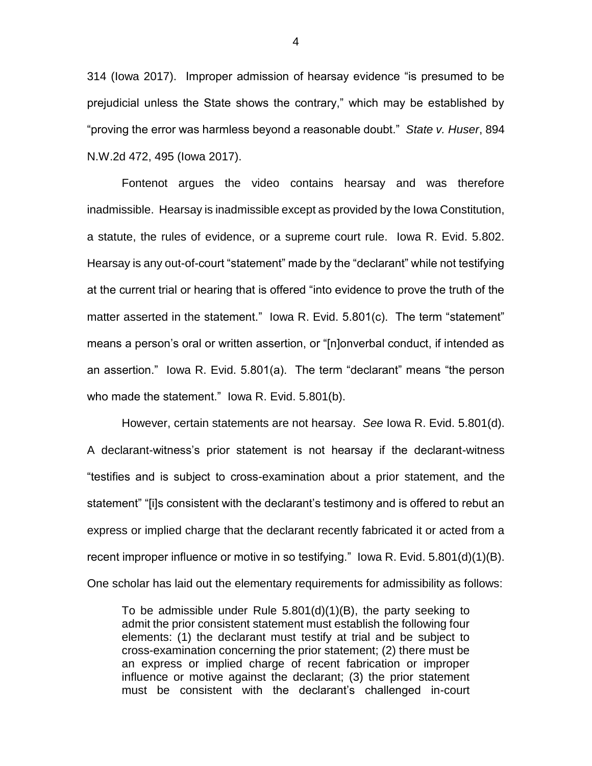314 (Iowa 2017). Improper admission of hearsay evidence "is presumed to be prejudicial unless the State shows the contrary," which may be established by "proving the error was harmless beyond a reasonable doubt." *State v. Huser*, 894 N.W.2d 472, 495 (Iowa 2017).

Fontenot argues the video contains hearsay and was therefore inadmissible. Hearsay is inadmissible except as provided by the Iowa Constitution, a statute, the rules of evidence, or a supreme court rule. Iowa R. Evid. 5.802. Hearsay is any out-of-court "statement" made by the "declarant" while not testifying at the current trial or hearing that is offered "into evidence to prove the truth of the matter asserted in the statement." Iowa R. Evid. 5.801(c). The term "statement" means a person's oral or written assertion, or "[n]onverbal conduct, if intended as an assertion." Iowa R. Evid. 5.801(a). The term "declarant" means "the person who made the statement." Iowa R. Evid. 5.801(b).

However, certain statements are not hearsay. *See* Iowa R. Evid. 5.801(d). A declarant-witness's prior statement is not hearsay if the declarant-witness "testifies and is subject to cross-examination about a prior statement, and the statement" "[i]s consistent with the declarant's testimony and is offered to rebut an express or implied charge that the declarant recently fabricated it or acted from a recent improper influence or motive in so testifying." Iowa R. Evid. 5.801(d)(1)(B). One scholar has laid out the elementary requirements for admissibility as follows:

> To be admissible under Rule 5.801(d)(1)(B), the party seeking to admit the prior consistent statement must establish the following four elements: (1) the declarant must testify at trial and be subject to cross-examination concerning the prior statement; (2) there must be an express or implied charge of recent fabrication or improper influence or motive against the declarant; (3) the prior statement must be consistent with the declarant's challenged in-court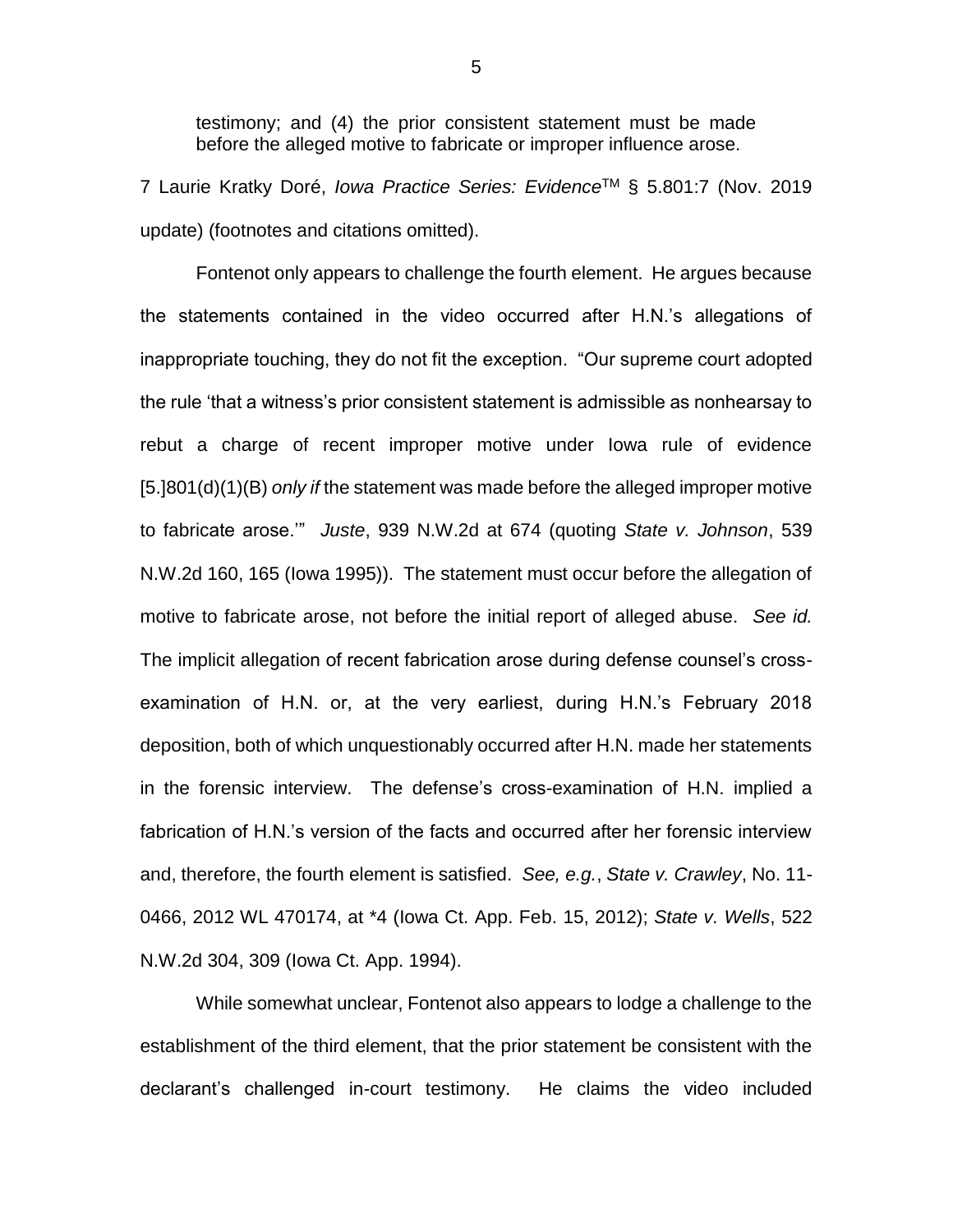testimony; and (4) the prior consistent statement must be made before the alleged motive to fabricate or improper influence arose.

7 Laurie Kratky Doré, *Iowa Practice Series: Evidence*™ § 5.801:7 (Nov. 2019 update) (footnotes and citations omitted).

Fontenot only appears to challenge the fourth element. He argues because the statements contained in the video occurred after H.N.'s allegations of inappropriate touching, they do not fit the exception. "Our supreme court adopted the rule 'that a witness's prior consistent statement is admissible as nonhearsay to rebut a charge of recent improper motive under Iowa rule of evidence [5.]801(d)(1)(B) *only if* the statement was made before the alleged improper motive to fabricate arose.'" *Juste*, 939 N.W.2d at 674 (quoting *State v. Johnson*, 539 N.W.2d 160, 165 (Iowa 1995)). The statement must occur before the allegation of motive to fabricate arose, not before the initial report of alleged abuse. *See id.* The implicit allegation of recent fabrication arose during defense counsel's cross-examination of H.N. or, at the very earliest, during H.N.'s February 2018 deposition, both of which unquestionably occurred after H.N. made her statements in the forensic interview. The defense's cross-examination of H.N. implied a fabrication of H.N.'s version of the facts and occurred after her forensic interview and, therefore, the fourth element is satisfied. *See, e.g.*, *State v. Crawley*, No. 11-0466, 2012 WL 470174, at \*4 (Iowa Ct. App. Feb. 15, 2012); *State v. Wells*, 522 N.W.2d 304, 309 (Iowa Ct. App. 1994).

While somewhat unclear, Fontenot also appears to lodge a challenge to the establishment of the third element, that the prior statement be consistent with the declarant's challenged in-court testimony. He claims the video included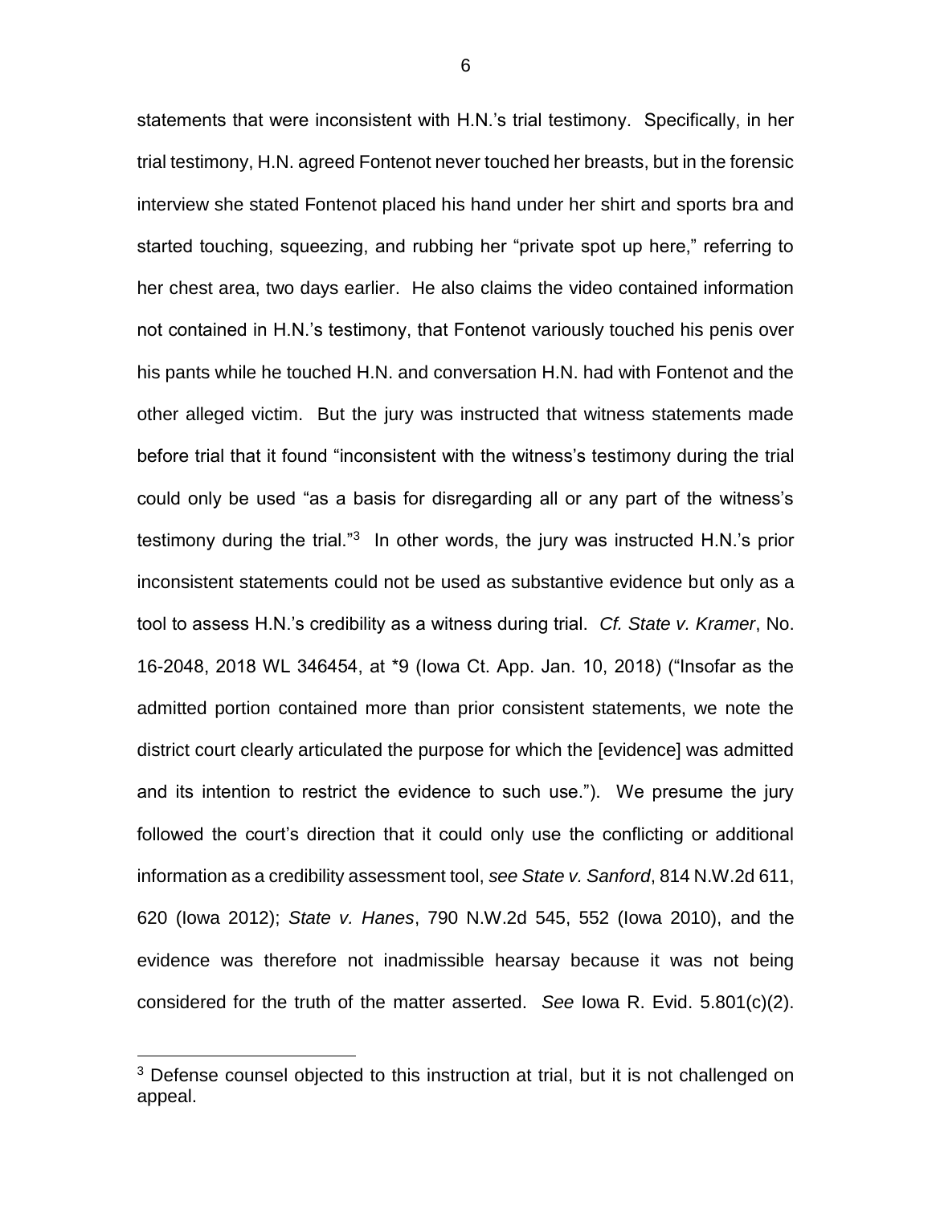statements that were inconsistent with H.N.'s trial testimony. Specifically, in her trial testimony, H.N. agreed Fontenot never touched her breasts, but in the forensic interview she stated Fontenot placed his hand under her shirt and sports bra and started touching, squeezing, and rubbing her "private spot up here," referring to her chest area, two days earlier. He also claims the video contained information not contained in H.N.'s testimony, that Fontenot variously touched his penis over his pants while he touched H.N. and conversation H.N. had with Fontenot and the other alleged victim. But the jury was instructed that witness statements made before trial that it found "inconsistent with the witness's testimony during the trial could only be used "as a basis for disregarding all or any part of the witness's testimony during the trial."[3] In other words, the jury was instructed H.N.'s prior inconsistent statements could not be used as substantive evidence but only as a tool to assess H.N.'s credibility as a witness during trial. *Cf. State v. Kramer*, No. 16-2048, 2018 WL 346454, at *9 (Iowa Ct. App. Jan. 10, 2018) ("Insofar as the admitted portion contained more than prior consistent statements, we note the district court clearly articulated the purpose for which the [evidence] was admitted and its intention to restrict the evidence to such use."). We presume the jury followed the court's direction that it could only use the conflicting or additional information as a credibility assessment tool, *see State v. Sanford*, 814 N.W.2d 611, 620 (Iowa 2012); *State v. Hanes*, 790 N.W.2d 545, 552 (Iowa 2010), and the evidence was therefore not inadmissible hearsay because it was not being considered for the truth of the matter asserted. *See* Iowa R. Evid. 5.801(c)(2).

[3] Defense counsel objected to this instruction at trial, but it is not challenged on appeal.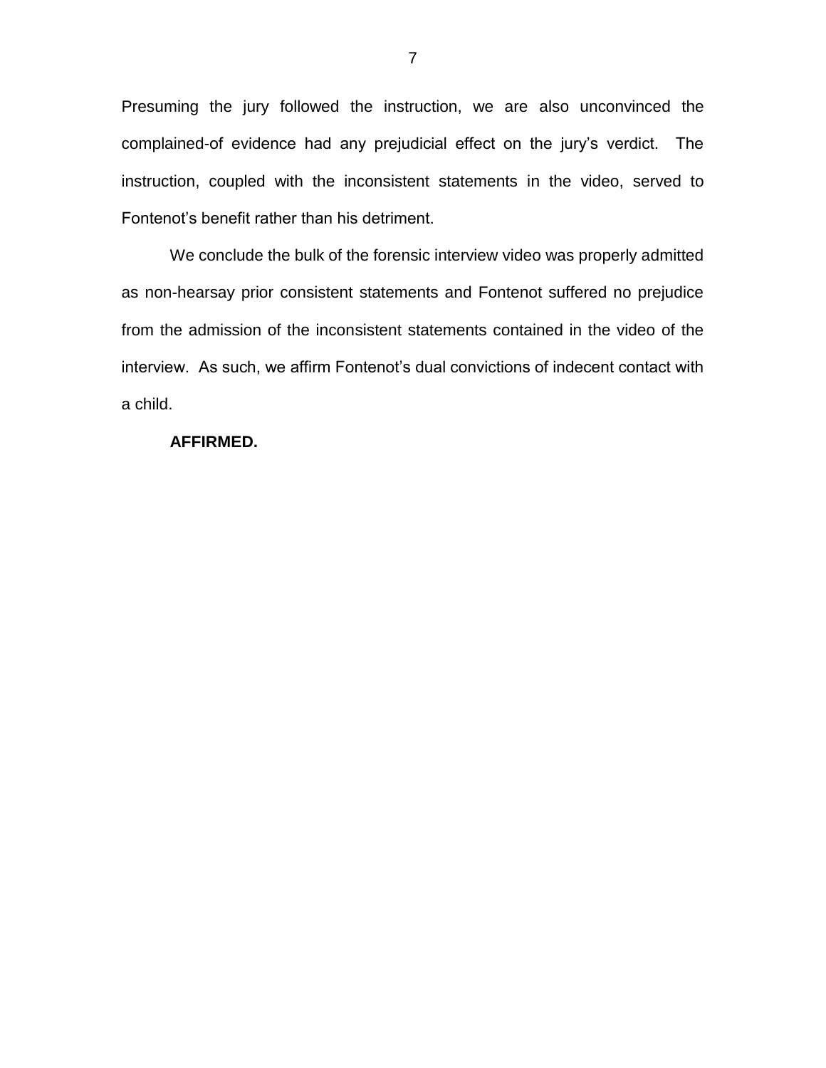Presuming the jury followed the instruction, we are also unconvinced the complained-of evidence had any prejudicial effect on the jury's verdict. The instruction, coupled with the inconsistent statements in the video, served to Fontenot's benefit rather than his detriment.

We conclude the bulk of the forensic interview video was properly admitted as non-hearsay prior consistent statements and Fontenot suffered no prejudice from the admission of the inconsistent statements contained in the video of the interview. As such, we affirm Fontenot's dual convictions of indecent contact with a child.

**AFFIRMED.**